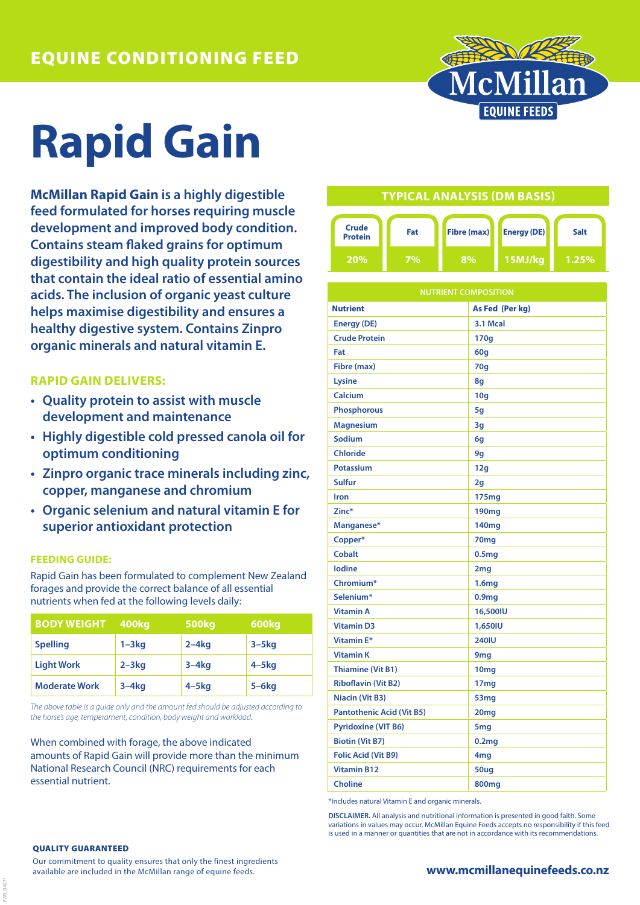EQUINE CONDITIONING FEED

McMillan EQUINE FEEDS

# Rapid Gain

**McMillan Rapid Gain is a highly digestible feed formulated for horses requiring muscle development and improved body condition. Contains steam flaked grains for optimum digestibility and high quality protein sources that contain the ideal ratio of essential amino acids. The inclusion of organic yeast culture helps maximise digestibility and ensures a healthy digestive system. Contains Zinpro organic minerals and natural vitamin E.**

## RAPID GAIN DELIVERS:

- Quality protein to assist with muscle development and maintenance
- Highly digestible cold pressed canola oil for optimum conditioning
- Zinpro organic trace minerals including zinc, copper, manganese and chromium
- Organic selenium and natural vitamin E for superior antioxidant protection

### FEEDING GUIDE:

Rapid Gain has been formulated to complement New Zealand forages and provide the correct balance of all essential nutrients when fed at the following levels daily:

| BODY WEIGHT | 400kg | 500kg | 600kg |
|---|---|---|---|
| Spelling | 1–3kg | 2–4kg | 3–5kg |
| Light Work | 2–3kg | 3–4kg | 4–5kg |
| Moderate Work | 3–4kg | 4–5kg | 5–6kg |

*The above table is a guide only and the amount fed should be adjusted according to the horse's age, temperament, condition, body weight and workload.*

When combined with forage, the above indicated amounts of Rapid Gain will provide more than the minimum National Research Council (NRC) requirements for each essential nutrient.

## TYPICAL ANALYSIS (DM BASIS)

| Crude Protein | Fat | Fibre (max) | Energy (DE) | Salt |
|---|---|---|---|---|
| 20% | 7% | 8% | 15MJ/kg | 1.25% |

| NUTRIENT COMPOSITION | |
|---|---|
| **Nutrient** | **As Fed (Per kg)** |
| Energy (DE) | 3.1 Mcal |
| Crude Protein | 170g |
| Fat | 60g |
| Fibre (max) | 70g |
| Lysine | 8g |
| Calcium | 10g |
| Phosphorous | 5g |
| Magnesium | 3g |
| Sodium | 6g |
| Chloride | 9g |
| Potassium | 12g |
| Sulfur | 2g |
| Iron | 175mg |
| Zinc* | 190mg |
| Manganese* | 140mg |
| Copper* | 70mg |
| Cobalt | 0.5mg |
| Iodine | 2mg |
| Chromium* | 1.6mg |
| Selenium* | 0.9mg |
| Vitamin A | 16,500IU |
| Vitamin D3 | 1,650IU |
| Vitamin E* | 240IU |
| Vitamin K | 9mg |
| Thiamine (Vit B1) | 10mg |
| Riboflavin (Vit B2) | 17mg |
| Niacin (Vit B3) | 53mg |
| Pantothenic Acid (Vit B5) | 20mg |
| Pyridoxine (VIT B6) | 5mg |
| Biotin (Vit B7) | 0.2mg |
| Folic Acid (Vit B9) | 4mg |
| Vitamin B12 | 50ug |
| Choline | 800mg |

*Includes natural Vitamin E and organic minerals.

**DISCLAIMER.** All analysis and nutritional information is presented in good faith. Some variations in values may occur. McMillan Equine Feeds accepts no responsibility if this feed is used in a manner or quantities that are not in accordance with its recommendations.

**QUALITY GUARANTEED**

Our commitment to quality ensures that only the finest ingredients available are included in the McMillan range of equine feeds.

**www.mcmillanequinefeeds.co.nz**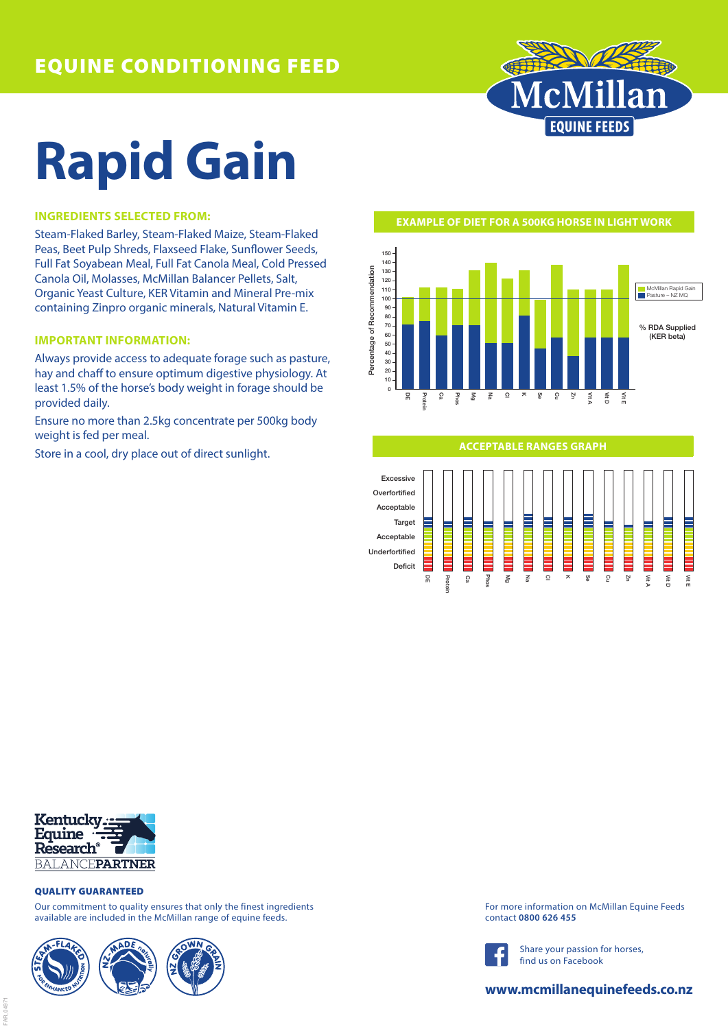## EQUINE CONDITIONING FEED

McMillan
EQUINE FEEDS

# Rapid Gain

### INGREDIENTS SELECTED FROM:

Steam-Flaked Barley, Steam-Flaked Maize, Steam-Flaked Peas, Beet Pulp Shreds, Flaxseed Flake, Sunflower Seeds, Full Fat Soyabean Meal, Full Fat Canola Meal, Cold Pressed Canola Oil, Molasses, McMillan Balancer Pellets, Salt, Organic Yeast Culture, KER Vitamin and Mineral Pre-mix containing Zinpro organic minerals, Natural Vitamin E.

### IMPORTANT INFORMATION:

Always provide access to adequate forage such as pasture, hay and chaff to ensure optimum digestive physiology. At least 1.5% of the horse's body weight in forage should be provided daily.

Ensure no more than 2.5kg concentrate per 500kg body weight is fed per meal.

Store in a cool, dry place out of direct sunlight.

### EXAMPLE OF DIET FOR A 500KG HORSE IN LIGHT WORK

Percentage of Recommendation

0, 10, 20, 30, 40, 50, 60, 70, 80, 90, 100, 110, 120, 130, 140, 150

DE, Protein, Ca, Phos, Mg, Na, Cl, K, Se, Cu, Zn, Vit A, Vit D, Vit E

McMillan Rapid Gain
Pasture – NZ MQ

% RDA Supplied (KER beta)

### ACCEPTABLE RANGES GRAPH

Excessive
Overfortified
Acceptable
Target
Acceptable
Underfortified
Deficit

DE, Protein, Ca, Phos, Mg, Na, Cl, K, Se, Cu, Zn, Vit A, Vit D, Vit E

Kentucky Equine Research®
BALANCEPARTNER

### QUALITY GUARANTEED

Our commitment to quality ensures that only the finest ingredients available are included in the McMillan range of equine feeds.

STEAM-FLAKED FOR ENHANCED NUTRITION

NZ-MADE naturally

NZ GROWN GRAIN

For more information on McMillan Equine Feeds contact **0800 626 455**

Share your passion for horses, find us on Facebook

**www.mcmillanequinefeeds.co.nz**

FAR_04971